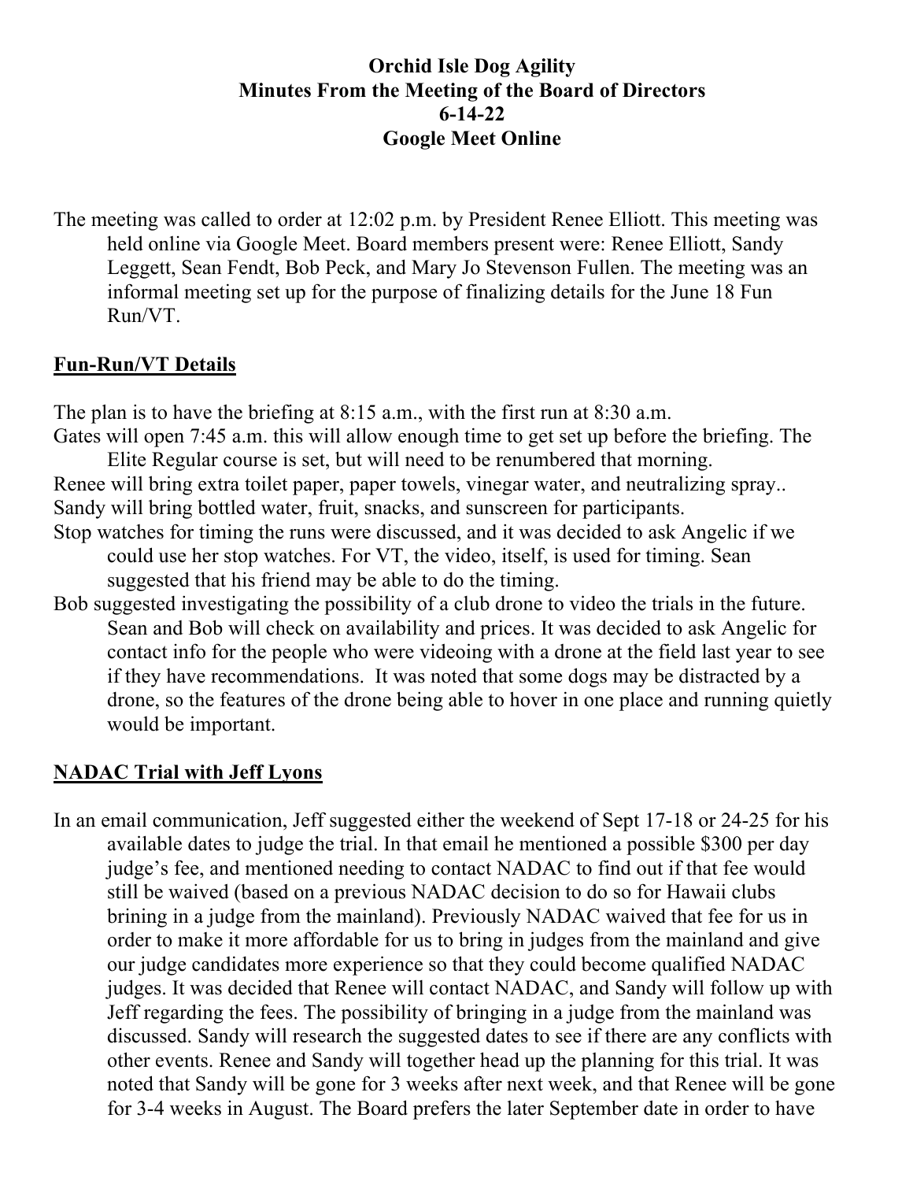**Orchid Isle Dog Agility**
**Minutes From the Meeting of the Board of Directors**
**6-14-22**
**Google Meet Online**

The meeting was called to order at 12:02 p.m. by President Renee Elliott. This meeting was held online via Google Meet. Board members present were: Renee Elliott, Sandy Leggett, Sean Fendt, Bob Peck, and Mary Jo Stevenson Fullen. The meeting was an informal meeting set up for the purpose of finalizing details for the June 18 Fun Run/VT.

## Fun-Run/VT Details

The plan is to have the briefing at 8:15 a.m., with the first run at 8:30 a.m.

Gates will open 7:45 a.m. this will allow enough time to get set up before the briefing. The Elite Regular course is set, but will need to be renumbered that morning.

Renee will bring extra toilet paper, paper towels, vinegar water, and neutralizing spray..

Sandy will bring bottled water, fruit, snacks, and sunscreen for participants.

Stop watches for timing the runs were discussed, and it was decided to ask Angelic if we could use her stop watches. For VT, the video, itself, is used for timing. Sean suggested that his friend may be able to do the timing.

Bob suggested investigating the possibility of a club drone to video the trials in the future. Sean and Bob will check on availability and prices. It was decided to ask Angelic for contact info for the people who were videoing with a drone at the field last year to see if they have recommendations. It was noted that some dogs may be distracted by a drone, so the features of the drone being able to hover in one place and running quietly would be important.

## NADAC Trial with Jeff Lyons

In an email communication, Jeff suggested either the weekend of Sept 17-18 or 24-25 for his available dates to judge the trial. In that email he mentioned a possible $300 per day judge's fee, and mentioned needing to contact NADAC to find out if that fee would still be waived (based on a previous NADAC decision to do so for Hawaii clubs brining in a judge from the mainland). Previously NADAC waived that fee for us in order to make it more affordable for us to bring in judges from the mainland and give our judge candidates more experience so that they could become qualified NADAC judges. It was decided that Renee will contact NADAC, and Sandy will follow up with Jeff regarding the fees. The possibility of bringing in a judge from the mainland was discussed. Sandy will research the suggested dates to see if there are any conflicts with other events. Renee and Sandy will together head up the planning for this trial. It was noted that Sandy will be gone for 3 weeks after next week, and that Renee will be gone for 3-4 weeks in August. The Board prefers the later September date in order to have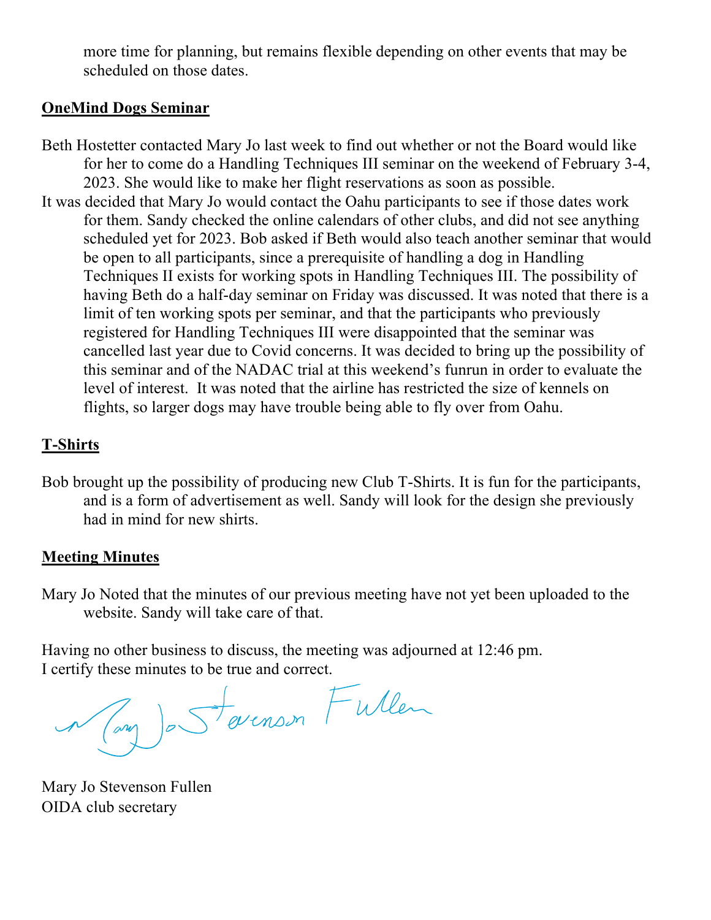more time for planning, but remains flexible depending on other events that may be scheduled on those dates.

**OneMind Dogs Seminar**

Beth Hostetter contacted Mary Jo last week to find out whether or not the Board would like for her to come do a Handling Techniques III seminar on the weekend of February 3-4, 2023. She would like to make her flight reservations as soon as possible.

It was decided that Mary Jo would contact the Oahu participants to see if those dates work for them. Sandy checked the online calendars of other clubs, and did not see anything scheduled yet for 2023. Bob asked if Beth would also teach another seminar that would be open to all participants, since a prerequisite of handling a dog in Handling Techniques II exists for working spots in Handling Techniques III. The possibility of having Beth do a half-day seminar on Friday was discussed. It was noted that there is a limit of ten working spots per seminar, and that the participants who previously registered for Handling Techniques III were disappointed that the seminar was cancelled last year due to Covid concerns. It was decided to bring up the possibility of this seminar and of the NADAC trial at this weekend's funrun in order to evaluate the level of interest. It was noted that the airline has restricted the size of kennels on flights, so larger dogs may have trouble being able to fly over from Oahu.

**T-Shirts**

Bob brought up the possibility of producing new Club T-Shirts. It is fun for the participants, and is a form of advertisement as well. Sandy will look for the design she previously had in mind for new shirts.

**Meeting Minutes**

Mary Jo Noted that the minutes of our previous meeting have not yet been uploaded to the website. Sandy will take care of that.

Having no other business to discuss, the meeting was adjourned at 12:46 pm.
I certify these minutes to be true and correct.

Mary Jo Stevenson Fullen

Mary Jo Stevenson Fullen
OIDA club secretary